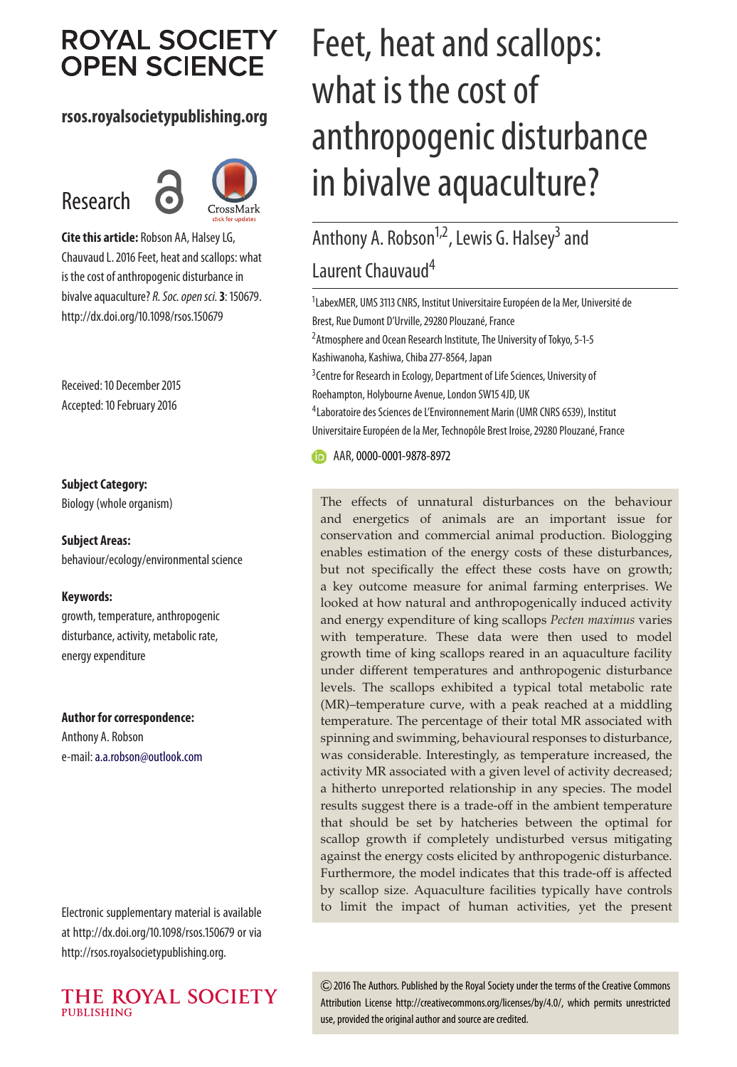# Feet, heat and scallops: what is the cost of anthropogenic disturbance in bivalve aquaculture?

Anthony A. Robson[1,2], Lewis G. Halsey[3] and Laurent Chauvaud[4]

[1]LabexMER, UMS 3113 CNRS, Institut Universitaire Européen de la Mer, Université de Brest, Rue Dumont D'Urville, 29280 Plouzané, France

[2]Atmosphere and Ocean Research Institute, The University of Tokyo, 5-1-5 Kashiwanoha, Kashiwa, Chiba 277-8564, Japan

[3]Centre for Research in Ecology, Department of Life Sciences, University of Roehampton, Holybourne Avenue, London SW15 4JD, UK

[4]Laboratoire des Sciences de L'Environnement Marin (UMR CNRS 6539), Institut Universitaire Européen de la Mer, Technopôle Brest Iroise, 29280 Plouzané, France

AAR, 0000-0001-9878-8972

ROYAL SOCIETY OPEN SCIENCE

rsos.royalsocietypublishing.org

Research

**Cite this article:** Robson AA, Halsey LG, Chauvaud L. 2016 Feet, heat and scallops: what is the cost of anthropogenic disturbance in bivalve aquaculture? *R. Soc. open sci.* **3**: 150679. http://dx.doi.org/10.1098/rsos.150679

Received: 10 December 2015

Accepted: 10 February 2016

**Subject Category:**

Biology (whole organism)

**Subject Areas:**

behaviour/ecology/environmental science

**Keywords:**

growth, temperature, anthropogenic disturbance, activity, metabolic rate, energy expenditure

**Author for correspondence:**

Anthony A. Robson

e-mail: a.a.robson@outlook.com

Electronic supplementary material is available at http://dx.doi.org/10.1098/rsos.150679 or via http://rsos.royalsocietypublishing.org.

The effects of unnatural disturbances on the behaviour and energetics of animals are an important issue for conservation and commercial animal production. Biologging enables estimation of the energy costs of these disturbances, but not specifically the effect these costs have on growth; a key outcome measure for animal farming enterprises. We looked at how natural and anthropogenically induced activity and energy expenditure of king scallops *Pecten maximus* varies with temperature. These data were then used to model growth time of king scallops reared in an aquaculture facility under different temperatures and anthropogenic disturbance levels. The scallops exhibited a typical total metabolic rate (MR)–temperature curve, with a peak reached at a middling temperature. The percentage of their total MR associated with spinning and swimming, behavioural responses to disturbance, was considerable. Interestingly, as temperature increased, the activity MR associated with a given level of activity decreased; a hitherto unreported relationship in any species. The model results suggest there is a trade-off in the ambient temperature that should be set by hatcheries between the optimal for scallop growth if completely undisturbed versus mitigating against the energy costs elicited by anthropogenic disturbance. Furthermore, the model indicates that this trade-off is affected by scallop size. Aquaculture facilities typically have controls to limit the impact of human activities, yet the present

© 2016 The Authors. Published by the Royal Society under the terms of the Creative Commons Attribution License http://creativecommons.org/licenses/by/4.0/, which permits unrestricted use, provided the original author and source are credited.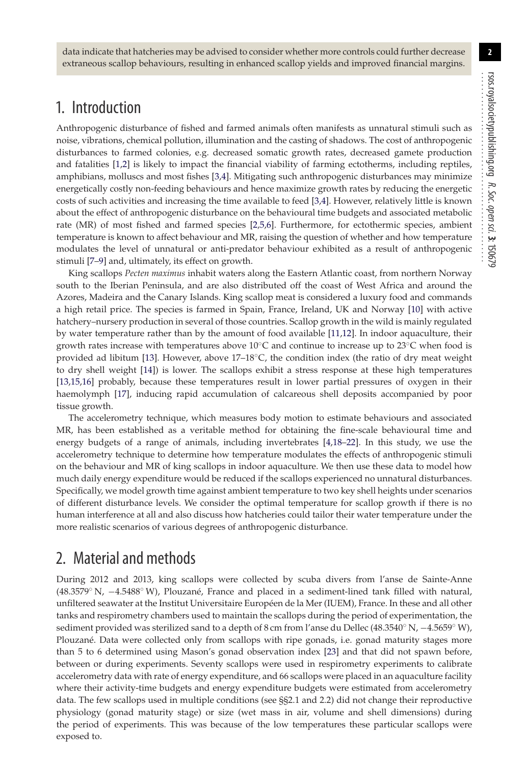data indicate that hatcheries may be advised to consider whether more controls could further decrease extraneous scallop behaviours, resulting in enhanced scallop yields and improved financial margins.

# 1. Introduction

Anthropogenic disturbance of fished and farmed animals often manifests as unnatural stimuli such as noise, vibrations, chemical pollution, illumination and the casting of shadows. The cost of anthropogenic disturbances to farmed colonies, e.g. decreased somatic growth rates, decreased gamete production and fatalities [1,2] is likely to impact the financial viability of farming ectotherms, including reptiles, amphibians, molluscs and most fishes [3,4]. Mitigating such anthropogenic disturbances may minimize energetically costly non-feeding behaviours and hence maximize growth rates by reducing the energetic costs of such activities and increasing the time available to feed [3,4]. However, relatively little is known about the effect of anthropogenic disturbance on the behavioural time budgets and associated metabolic rate (MR) of most fished and farmed species [2,5,6]. Furthermore, for ectothermic species, ambient temperature is known to affect behaviour and MR, raising the question of whether and how temperature modulates the level of unnatural or anti-predator behaviour exhibited as a result of anthropogenic stimuli [7–9] and, ultimately, its effect on growth.

King scallops *Pecten maximus* inhabit waters along the Eastern Atlantic coast, from northern Norway south to the Iberian Peninsula, and are also distributed off the coast of West Africa and around the Azores, Madeira and the Canary Islands. King scallop meat is considered a luxury food and commands a high retail price. The species is farmed in Spain, France, Ireland, UK and Norway [10] with active hatchery–nursery production in several of those countries. Scallop growth in the wild is mainly regulated by water temperature rather than by the amount of food available [11,12]. In indoor aquaculture, their growth rates increase with temperatures above 10°C and continue to increase up to 23°C when food is provided ad libitum [13]. However, above 17–18°C, the condition index (the ratio of dry meat weight to dry shell weight [14]) is lower. The scallops exhibit a stress response at these high temperatures [13,15,16] probably, because these temperatures result in lower partial pressures of oxygen in their haemolymph [17], inducing rapid accumulation of calcareous shell deposits accompanied by poor tissue growth.

The accelerometry technique, which measures body motion to estimate behaviours and associated MR, has been established as a veritable method for obtaining the fine-scale behavioural time and energy budgets of a range of animals, including invertebrates [4,18–22]. In this study, we use the accelerometry technique to determine how temperature modulates the effects of anthropogenic stimuli on the behaviour and MR of king scallops in indoor aquaculture. We then use these data to model how much daily energy expenditure would be reduced if the scallops experienced no unnatural disturbances. Specifically, we model growth time against ambient temperature to two key shell heights under scenarios of different disturbance levels. We consider the optimal temperature for scallop growth if there is no human interference at all and also discuss how hatcheries could tailor their water temperature under the more realistic scenarios of various degrees of anthropogenic disturbance.

# 2. Material and methods

During 2012 and 2013, king scallops were collected by scuba divers from l'anse de Sainte-Anne (48.3579° N, −4.5488° W), Plouzané, France and placed in a sediment-lined tank filled with natural, unfiltered seawater at the Institut Universitaire Européen de la Mer (IUEM), France. In these and all other tanks and respirometry chambers used to maintain the scallops during the period of experimentation, the sediment provided was sterilized sand to a depth of 8 cm from l'anse du Dellec (48.3540° N, −4.5659° W), Plouzané. Data were collected only from scallops with ripe gonads, i.e. gonad maturity stages more than 5 to 6 determined using Mason's gonad observation index [23] and that did not spawn before, between or during experiments. Seventy scallops were used in respirometry experiments to calibrate accelerometry data with rate of energy expenditure, and 66 scallops were placed in an aquaculture facility where their activity-time budgets and energy expenditure budgets were estimated from accelerometry data. The few scallops used in multiple conditions (see §§2.1 and 2.2) did not change their reproductive physiology (gonad maturity stage) or size (wet mass in air, volume and shell dimensions) during the period of experiments. This was because of the low temperatures these particular scallops were exposed to.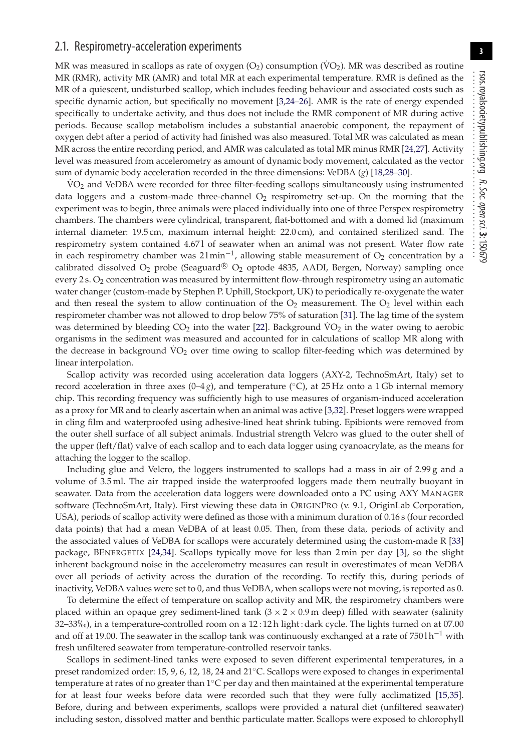## 2.1. Respirometry-acceleration experiments

MR was measured in scallops as rate of oxygen ($O_2$) consumption ($\dot{V}O_2$). MR was described as routine MR (RMR), activity MR (AMR) and total MR at each experimental temperature. RMR is defined as the MR of a quiescent, undisturbed scallop, which includes feeding behaviour and associated costs such as specific dynamic action, but specifically no movement [3,24–26]. AMR is the rate of energy expended specifically to undertake activity, and thus does not include the RMR component of MR during active periods. Because scallop metabolism includes a substantial anaerobic component, the repayment of oxygen debt after a period of activity had finished was also measured. Total MR was calculated as mean MR across the entire recording period, and AMR was calculated as total MR minus RMR [24,27]. Activity level was measured from accelerometry as amount of dynamic body movement, calculated as the vector sum of dynamic body acceleration recorded in the three dimensions: VeDBA (*g*) [18,28–30].

$\dot{V}O_2$ and VeDBA were recorded for three filter-feeding scallops simultaneously using instrumented data loggers and a custom-made three-channel $O_2$ respirometry set-up. On the morning that the experiment was to begin, three animals were placed individually into one of three Perspex respirometry chambers. The chambers were cylindrical, transparent, flat-bottomed and with a domed lid (maximum internal diameter: 19.5 cm, maximum internal height: 22.0 cm), and contained sterilized sand. The respirometry system contained 4.67 l of seawater when an animal was not present. Water flow rate in each respirometry chamber was 2 l min$^{-1}$, allowing stable measurement of $O_2$ concentration by a calibrated dissolved $O_2$ probe (Seaguard® $O_2$ optode 4835, AADI, Bergen, Norway) sampling once every 2 s. $O_2$ concentration was measured by intermittent flow-through respirometry using an automatic water changer (custom-made by Stephen P. Uphill, Stockport, UK) to periodically re-oxygenate the water and then reseal the system to allow continuation of the $O_2$ measurement. The $O_2$ level within each respirometer chamber was not allowed to drop below 75% of saturation [31]. The lag time of the system was determined by bleeding $CO_2$ into the water [22]. Background $\dot{V}O_2$ in the water owing to aerobic organisms in the sediment was measured and accounted for in calculations of scallop MR along with the decrease in background $\dot{V}O_2$ over time owing to scallop filter-feeding which was determined by linear interpolation.

Scallop activity was recorded using acceleration data loggers (AXY-2, TechnoSmArt, Italy) set to record acceleration in three axes (0–4 *g*), and temperature (°C), at 25 Hz onto a 1 Gb internal memory chip. This recording frequency was sufficiently high to use measures of organism-induced acceleration as a proxy for MR and to clearly ascertain when an animal was active [3,32]. Preset loggers were wrapped in cling film and waterproofed using adhesive-lined heat shrink tubing. Epibionts were removed from the outer shell surface of all subject animals. Industrial strength Velcro was glued to the outer shell of the upper (left/flat) valve of each scallop and to each data logger using cyanoacrylate, as the means for attaching the logger to the scallop.

Including glue and Velcro, the loggers instrumented to scallops had a mass in air of 2.99 g and a volume of 3.5 ml. The air trapped inside the waterproofed loggers made them neutrally buoyant in seawater. Data from the acceleration data loggers were downloaded onto a PC using AXY MANAGER software (TechnoSmArt, Italy). First viewing these data in ORIGINPRO (v. 9.1, OriginLab Corporation, USA), periods of scallop activity were defined as those with a minimum duration of 0.16 s (four recorded data points) that had a mean VeDBA of at least 0.05. Then, from these data, periods of activity and the associated values of VeDBA for scallops were accurately determined using the custom-made R [33] package, BENERGETIX [24,34]. Scallops typically move for less than 2 min per day [3], so the slight inherent background noise in the accelerometry measures can result in overestimates of mean VeDBA over all periods of activity across the duration of the recording. To rectify this, during periods of inactivity, VeDBA values were set to 0, and thus VeDBA, when scallops were not moving, is reported as 0.

To determine the effect of temperature on scallop activity and MR, the respirometry chambers were placed within an opaque grey sediment-lined tank (3 × 2 × 0.9 m deep) filled with seawater (salinity 32–33‰), in a temperature-controlled room on a 12 : 12 h light : dark cycle. The lights turned on at 07.00 and off at 19.00. The seawater in the scallop tank was continuously exchanged at a rate of 750 l h$^{-1}$ with fresh unfiltered seawater from temperature-controlled reservoir tanks.

Scallops in sediment-lined tanks were exposed to seven different experimental temperatures, in a preset randomized order: 15, 9, 6, 12, 18, 24 and 21°C. Scallops were exposed to changes in experimental temperature at rates of no greater than 1°C per day and then maintained at the experimental temperature for at least four weeks before data were recorded such that they were fully acclimatized [15,35]. Before, during and between experiments, scallops were provided a natural diet (unfiltered seawater) including seston, dissolved matter and benthic particulate matter. Scallops were exposed to chlorophyll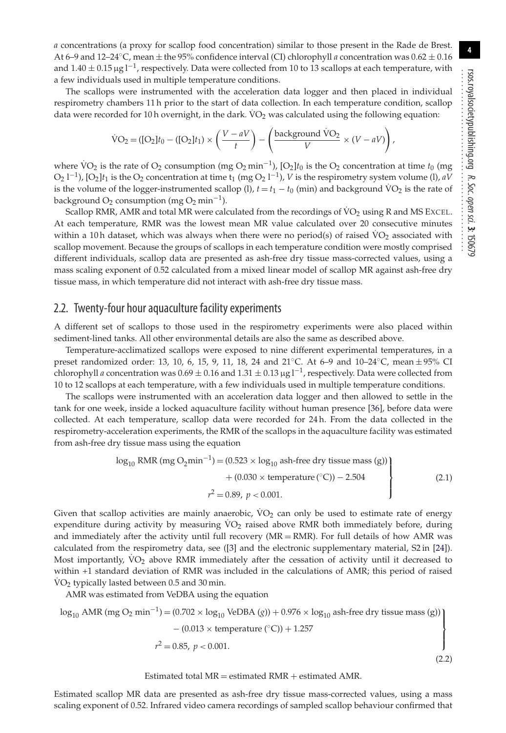*a* concentrations (a proxy for scallop food concentration) similar to those present in the Rade de Brest. At 6–9 and 12–24°C, mean ± the 95% confidence interval (CI) chlorophyll *a* concentration was $0.62 \pm 0.16$ and $1.40 \pm 0.15\ \mu g\ l^{-1}$, respectively. Data were collected from 10 to 13 scallops at each temperature, with a few individuals used in multiple temperature conditions.

The scallops were instrumented with the acceleration data logger and then placed in individual respirometry chambers 11 h prior to the start of data collection. In each temperature condition, scallop data were recorded for 10 h overnight, in the dark. $\dot{V}O_2$ was calculated using the following equation:

$$\dot{V}O_2 = ([O_2]t_0 - ([O_2]t_1) \times \left(\frac{V - aV}{t}\right) - \left(\frac{\text{background } \dot{V}O_2}{V} \times (V - aV)\right),$$

where $\dot{V}O_2$ is the rate of $O_2$ consumption (mg $O_2$ min$^{-1}$), $[O_2]t_0$ is the $O_2$ concentration at time $t_0$ (mg $O_2$ l$^{-1}$), $[O_2]t_1$ is the $O_2$ concentration at time $t_1$ (mg $O_2$ l$^{-1}$), $V$ is the respirometry system volume (l), $aV$ is the volume of the logger-instrumented scallop (l), $t = t_1 - t_0$ (min) and background $\dot{V}O_2$ is the rate of background $O_2$ consumption (mg $O_2$ min$^{-1}$).

Scallop RMR, AMR and total MR were calculated from the recordings of $\dot{V}O_2$ using R and MS EXCEL. At each temperature, RMR was the lowest mean MR value calculated over 20 consecutive minutes within a 10 h dataset, which was always when there were no period(s) of raised $\dot{V}O_2$ associated with scallop movement. Because the groups of scallops in each temperature condition were mostly comprised different individuals, scallop data are presented as ash-free dry tissue mass-corrected values, using a mass scaling exponent of 0.52 calculated from a mixed linear model of scallop MR against ash-free dry tissue mass, in which temperature did not interact with ash-free dry tissue mass.

## 2.2. Twenty-four hour aquaculture facility experiments

A different set of scallops to those used in the respirometry experiments were also placed within sediment-lined tanks. All other environmental details are also the same as described above.

Temperature-acclimatized scallops were exposed to nine different experimental temperatures, in a preset randomized order: 13, 10, 6, 15, 9, 11, 18, 24 and 21°C. At 6–9 and 10–24°C, mean ± 95% CI chlorophyll *a* concentration was $0.69 \pm 0.16$ and $1.31 \pm 0.13\ \mu g\ l^{-1}$, respectively. Data were collected from 10 to 12 scallops at each temperature, with a few individuals used in multiple temperature conditions.

The scallops were instrumented with an acceleration data logger and then allowed to settle in the tank for one week, inside a locked aquaculture facility without human presence [36], before data were collected. At each temperature, scallop data were recorded for 24 h. From the data collected in the respirometry-acceleration experiments, the RMR of the scallops in the aquaculture facility was estimated from ash-free dry tissue mass using the equation

$$\left.\begin{aligned} \log_{10} \text{RMR (mg O}_2\text{min}^{-1}) &= (0.523 \times \log_{10} \text{ash-free dry tissue mass (g)}) \\ &\quad + (0.030 \times \text{temperature (°C)}) - 2.504 \\ r^2 &= 0.89,\ p < 0.001. \end{aligned}\right\} \tag{2.1}$$

Given that scallop activities are mainly anaerobic, $\dot{V}O_2$ can only be used to estimate rate of energy expenditure during activity by measuring $\dot{V}O_2$ raised above RMR both immediately before, during and immediately after the activity until full recovery (MR = RMR). For full details of how AMR was calculated from the respirometry data, see ([3] and the electronic supplementary material, S2 in [24]). Most importantly, $\dot{V}O_2$ above RMR immediately after the cessation of activity until it decreased to within +1 standard deviation of RMR was included in the calculations of AMR; this period of raised $\dot{V}O_2$ typically lasted between 0.5 and 30 min.

AMR was estimated from VeDBA using the equation

$$\left.\begin{aligned} \log_{10} \text{AMR (mg O}_2\text{ min}^{-1}) &= (0.702 \times \log_{10} \text{VeDBA } (g)) + 0.976 \times \log_{10} \text{ash-free dry tissue mass (g)} \\ &\quad - (0.013 \times \text{temperature (°C)}) + 1.257 \\ r^2 &= 0.85,\ p < 0.001. \end{aligned}\right\} \tag{2.2}$$

Estimated total MR = estimated RMR + estimated AMR.

Estimated scallop MR data are presented as ash-free dry tissue mass-corrected values, using a mass scaling exponent of 0.52. Infrared video camera recordings of sampled scallop behaviour confirmed that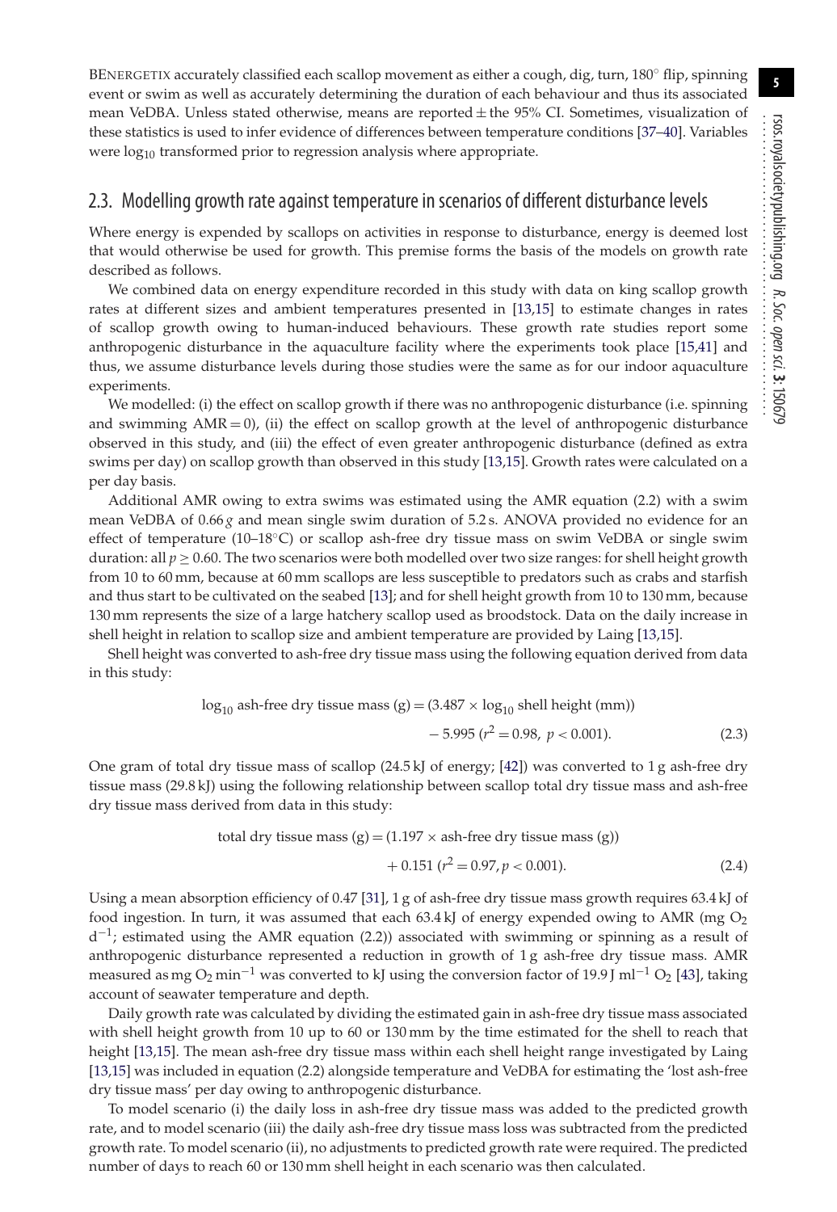BENERGETIX accurately classified each scallop movement as either a cough, dig, turn, 180° flip, spinning event or swim as well as accurately determining the duration of each behaviour and thus its associated mean VeDBA. Unless stated otherwise, means are reported ± the 95% CI. Sometimes, visualization of these statistics is used to infer evidence of differences between temperature conditions [37–40]. Variables were $\log_{10}$ transformed prior to regression analysis where appropriate.

## 2.3. Modelling growth rate against temperature in scenarios of different disturbance levels

Where energy is expended by scallops on activities in response to disturbance, energy is deemed lost that would otherwise be used for growth. This premise forms the basis of the models on growth rate described as follows.

We combined data on energy expenditure recorded in this study with data on king scallop growth rates at different sizes and ambient temperatures presented in [13,15] to estimate changes in rates of scallop growth owing to human-induced behaviours. These growth rate studies report some anthropogenic disturbance in the aquaculture facility where the experiments took place [15,41] and thus, we assume disturbance levels during those studies were the same as for our indoor aquaculture experiments.

We modelled: (i) the effect on scallop growth if there was no anthropogenic disturbance (i.e. spinning and swimming AMR = 0), (ii) the effect on scallop growth at the level of anthropogenic disturbance observed in this study, and (iii) the effect of even greater anthropogenic disturbance (defined as extra swims per day) on scallop growth than observed in this study [13,15]. Growth rates were calculated on a per day basis.

Additional AMR owing to extra swims was estimated using the AMR equation (2.2) with a swim mean VeDBA of 0.66 *g* and mean single swim duration of 5.2 s. ANOVA provided no evidence for an effect of temperature (10–18°C) or scallop ash-free dry tissue mass on swim VeDBA or single swim duration: all $p \geq 0.60$. The two scenarios were both modelled over two size ranges: for shell height growth from 10 to 60 mm, because at 60 mm scallops are less susceptible to predators such as crabs and starfish and thus start to be cultivated on the seabed [13]; and for shell height growth from 10 to 130 mm, because 130 mm represents the size of a large hatchery scallop used as broodstock. Data on the daily increase in shell height in relation to scallop size and ambient temperature are provided by Laing [13,15].

Shell height was converted to ash-free dry tissue mass using the following equation derived from data in this study:

$$\log_{10} \text{ash-free dry tissue mass (g)} = (3.487 \times \log_{10} \text{shell height (mm)}) - 5.995 \ (r^2 = 0.98,\ p < 0.001). \tag{2.3}$$

One gram of total dry tissue mass of scallop (24.5 kJ of energy; [42]) was converted to 1 g ash-free dry tissue mass (29.8 kJ) using the following relationship between scallop total dry tissue mass and ash-free dry tissue mass derived from data in this study:

$$\text{total dry tissue mass (g)} = (1.197 \times \text{ash-free dry tissue mass (g)}) + 0.151 \ (r^2 = 0.97, p < 0.001). \tag{2.4}$$

Using a mean absorption efficiency of 0.47 [31], 1 g of ash-free dry tissue mass growth requires 63.4 kJ of food ingestion. In turn, it was assumed that each 63.4 kJ of energy expended owing to AMR (mg $O_2$ $d^{-1}$; estimated using the AMR equation (2.2)) associated with swimming or spinning as a result of anthropogenic disturbance represented a reduction in growth of 1 g ash-free dry tissue mass. AMR measured as mg $O_2$ $\min^{-1}$ was converted to kJ using the conversion factor of 19.9 J $ml^{-1}$ $O_2$ [43], taking account of seawater temperature and depth.

Daily growth rate was calculated by dividing the estimated gain in ash-free dry tissue mass associated with shell height growth from 10 up to 60 or 130 mm by the time estimated for the shell to reach that height [13,15]. The mean ash-free dry tissue mass within each shell height range investigated by Laing [13,15] was included in equation (2.2) alongside temperature and VeDBA for estimating the 'lost ash-free dry tissue mass' per day owing to anthropogenic disturbance.

To model scenario (i) the daily loss in ash-free dry tissue mass was added to the predicted growth rate, and to model scenario (iii) the daily ash-free dry tissue mass loss was subtracted from the predicted growth rate. To model scenario (ii), no adjustments to predicted growth rate were required. The predicted number of days to reach 60 or 130 mm shell height in each scenario was then calculated.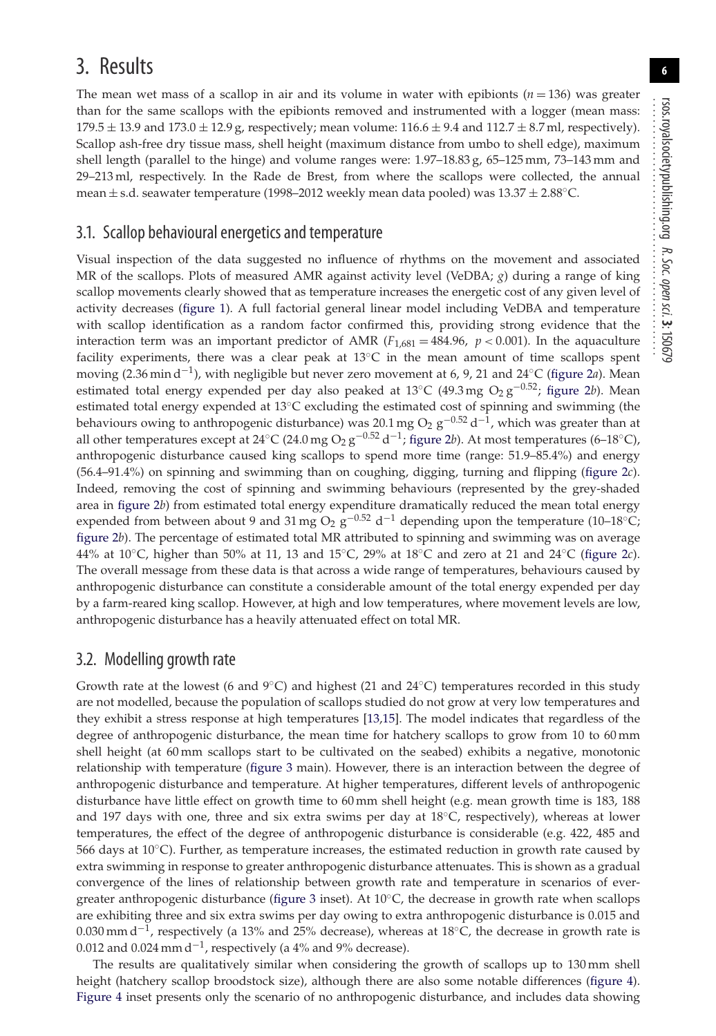# 3. Results

The mean wet mass of a scallop in air and its volume in water with epibionts ($n = 136$) was greater than for the same scallops with the epibionts removed and instrumented with a logger (mean mass: $179.5 \pm 13.9$ and $173.0 \pm 12.9$ g, respectively; mean volume: $116.6 \pm 9.4$ and $112.7 \pm 8.7$ ml, respectively). Scallop ash-free dry tissue mass, shell height (maximum distance from umbo to shell edge), maximum shell length (parallel to the hinge) and volume ranges were: 1.97–18.83 g, 65–125 mm, 73–143 mm and 29–213 ml, respectively. In the Rade de Brest, from where the scallops were collected, the annual mean ± s.d. seawater temperature (1998–2012 weekly mean data pooled) was $13.37 \pm 2.88$°C.

## 3.1. Scallop behavioural energetics and temperature

Visual inspection of the data suggested no influence of rhythms on the movement and associated MR of the scallops. Plots of measured AMR against activity level (VeDBA; *g*) during a range of king scallop movements clearly showed that as temperature increases the energetic cost of any given level of activity decreases (figure 1). A full factorial general linear model including VeDBA and temperature with scallop identification as a random factor confirmed this, providing strong evidence that the interaction term was an important predictor of AMR ($F_{1,681} = 484.96$, $p < 0.001$). In the aquaculture facility experiments, there was a clear peak at 13°C in the mean amount of time scallops spent moving (2.36 min $\mathrm{d}^{-1}$), with negligible but never zero movement at 6, 9, 21 and 24°C (figure 2*a*). Mean estimated total energy expended per day also peaked at 13°C (49.3 mg $O_2$ $\mathrm{g}^{-0.52}$; figure 2*b*). Mean estimated total energy expended at 13°C excluding the estimated cost of spinning and swimming (the behaviours owing to anthropogenic disturbance) was 20.1 mg $O_2$ $\mathrm{g}^{-0.52}$ $\mathrm{d}^{-1}$, which was greater than at all other temperatures except at 24°C (24.0 mg $O_2$ $\mathrm{g}^{-0.52}$ $\mathrm{d}^{-1}$; figure 2*b*). At most temperatures (6–18°C), anthropogenic disturbance caused king scallops to spend more time (range: 51.9–85.4%) and energy (56.4–91.4%) on spinning and swimming than on coughing, digging, turning and flipping (figure 2*c*). Indeed, removing the cost of spinning and swimming behaviours (represented by the grey-shaded area in figure 2*b*) from estimated total energy expenditure dramatically reduced the mean total energy expended from between about 9 and 31 mg $O_2$ $\mathrm{g}^{-0.52}$ $\mathrm{d}^{-1}$ depending upon the temperature (10–18°C; figure 2*b*). The percentage of estimated total MR attributed to spinning and swimming was on average 44% at 10°C, higher than 50% at 11, 13 and 15°C, 29% at 18°C and zero at 21 and 24°C (figure 2*c*). The overall message from these data is that across a wide range of temperatures, behaviours caused by anthropogenic disturbance can constitute a considerable amount of the total energy expended per day by a farm-reared king scallop. However, at high and low temperatures, where movement levels are low, anthropogenic disturbance has a heavily attenuated effect on total MR.

## 3.2. Modelling growth rate

Growth rate at the lowest (6 and 9°C) and highest (21 and 24°C) temperatures recorded in this study are not modelled, because the population of scallops studied do not grow at very low temperatures and they exhibit a stress response at high temperatures [13,15]. The model indicates that regardless of the degree of anthropogenic disturbance, the mean time for hatchery scallops to grow from 10 to 60 mm shell height (at 60 mm scallops start to be cultivated on the seabed) exhibits a negative, monotonic relationship with temperature (figure 3 main). However, there is an interaction between the degree of anthropogenic disturbance and temperature. At higher temperatures, different levels of anthropogenic disturbance have little effect on growth time to 60 mm shell height (e.g. mean growth time is 183, 188 and 197 days with one, three and six extra swims per day at 18°C, respectively), whereas at lower temperatures, the effect of the degree of anthropogenic disturbance is considerable (e.g. 422, 485 and 566 days at 10°C). Further, as temperature increases, the estimated reduction in growth rate caused by extra swimming in response to greater anthropogenic disturbance attenuates. This is shown as a gradual convergence of the lines of relationship between growth rate and temperature in scenarios of ever-greater anthropogenic disturbance (figure 3 inset). At 10°C, the decrease in growth rate when scallops are exhibiting three and six extra swims per day owing to extra anthropogenic disturbance is 0.015 and 0.030 mm $\mathrm{d}^{-1}$, respectively (a 13% and 25% decrease), whereas at 18°C, the decrease in growth rate is 0.012 and 0.024 mm $\mathrm{d}^{-1}$, respectively (a 4% and 9% decrease).

The results are qualitatively similar when considering the growth of scallops up to 130 mm shell height (hatchery scallop broodstock size), although there are also some notable differences (figure 4). Figure 4 inset presents only the scenario of no anthropogenic disturbance, and includes data showing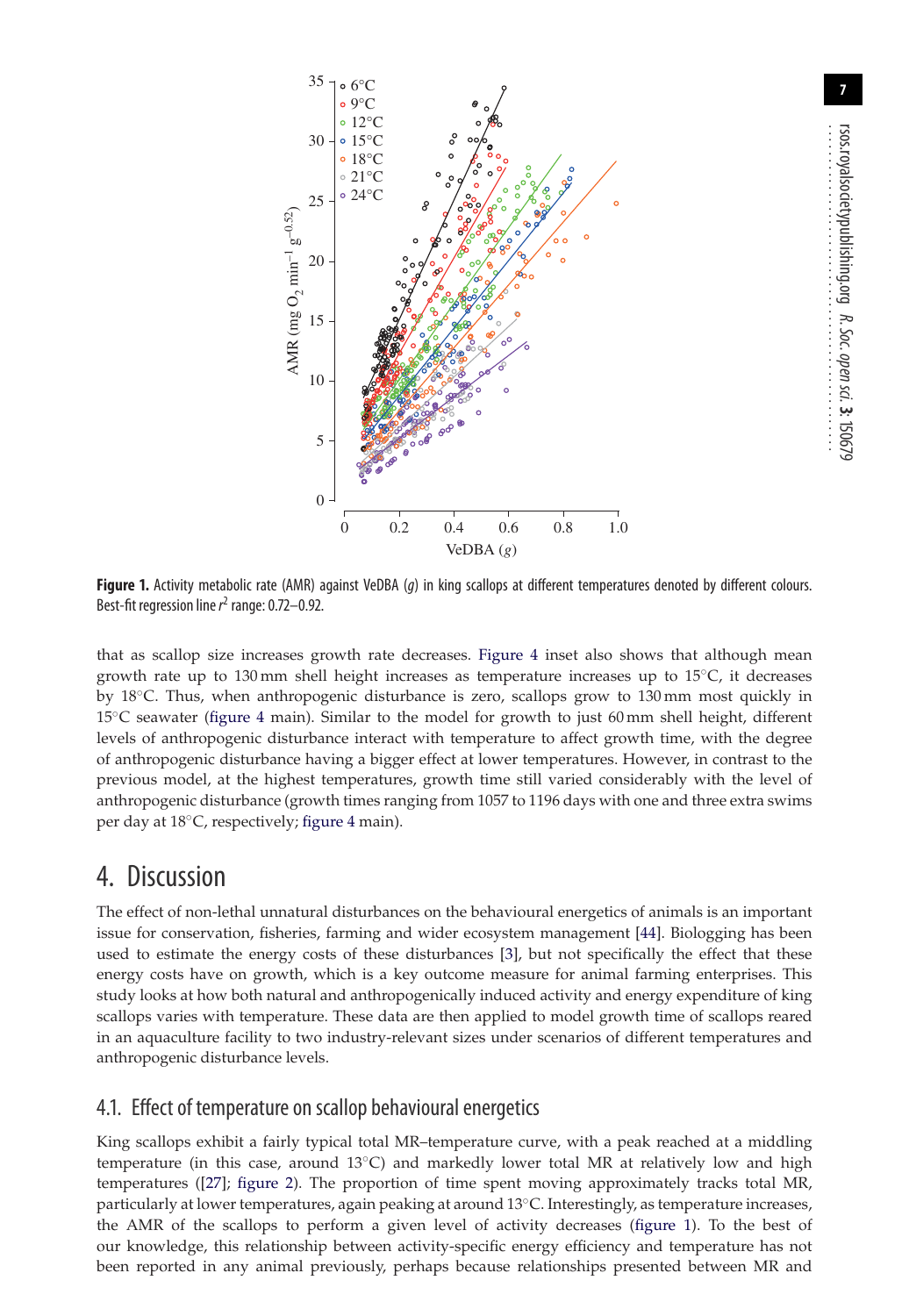**Figure 1.** Activity metabolic rate (AMR) against VeDBA ($g$) in king scallops at different temperatures denoted by different colours. Best-fit regression line $r^2$ range: 0.72–0.92.

that as scallop size increases growth rate decreases. Figure 4 inset also shows that although mean growth rate up to 130 mm shell height increases as temperature increases up to 15°C, it decreases by 18°C. Thus, when anthropogenic disturbance is zero, scallops grow to 130 mm most quickly in 15°C seawater (figure 4 main). Similar to the model for growth to just 60 mm shell height, different levels of anthropogenic disturbance interact with temperature to affect growth time, with the degree of anthropogenic disturbance having a bigger effect at lower temperatures. However, in contrast to the previous model, at the highest temperatures, growth time still varied considerably with the level of anthropogenic disturbance (growth times ranging from 1057 to 1196 days with one and three extra swims per day at 18°C, respectively; figure 4 main).

# 4. Discussion

The effect of non-lethal unnatural disturbances on the behavioural energetics of animals is an important issue for conservation, fisheries, farming and wider ecosystem management [44]. Biologging has been used to estimate the energy costs of these disturbances [3], but not specifically the effect that these energy costs have on growth, which is a key outcome measure for animal farming enterprises. This study looks at how both natural and anthropogenically induced activity and energy expenditure of king scallops varies with temperature. These data are then applied to model growth time of scallops reared in an aquaculture facility to two industry-relevant sizes under scenarios of different temperatures and anthropogenic disturbance levels.

## 4.1. Effect of temperature on scallop behavioural energetics

King scallops exhibit a fairly typical total MR–temperature curve, with a peak reached at a middling temperature (in this case, around 13°C) and markedly lower total MR at relatively low and high temperatures ([27]; figure 2). The proportion of time spent moving approximately tracks total MR, particularly at lower temperatures, again peaking at around 13°C. Interestingly, as temperature increases, the AMR of the scallops to perform a given level of activity decreases (figure 1). To the best of our knowledge, this relationship between activity-specific energy efficiency and temperature has not been reported in any animal previously, perhaps because relationships presented between MR and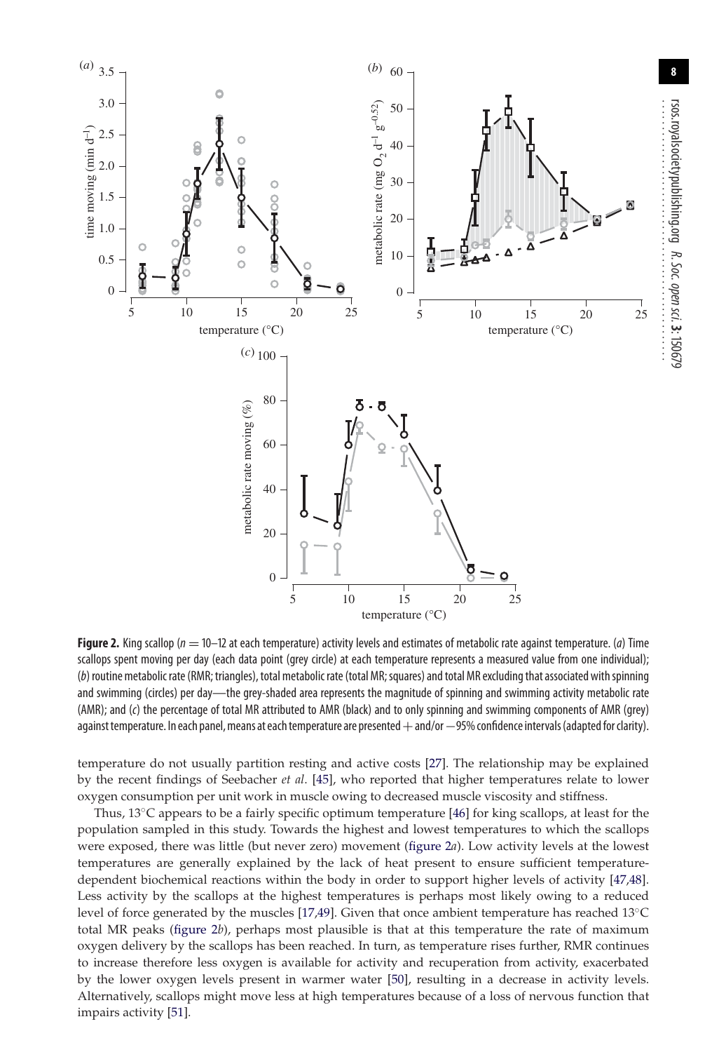**Figure 2.** King scallop ($n = 10$–$12$ at each temperature) activity levels and estimates of metabolic rate against temperature. (*a*) Time scallops spent moving per day (each data point (grey circle) at each temperature represents a measured value from one individual); (*b*) routine metabolic rate (RMR; triangles), total metabolic rate (total MR; squares) and total MR excluding that associated with spinning and swimming (circles) per day—the grey-shaded area represents the magnitude of spinning and swimming activity metabolic rate (AMR); and (*c*) the percentage of total MR attributed to AMR (black) and to only spinning and swimming components of AMR (grey) against temperature. In each panel, means at each temperature are presented + and/or −95% confidence intervals (adapted for clarity).

temperature do not usually partition resting and active costs [27]. The relationship may be explained by the recent findings of Seebacher *et al*. [45], who reported that higher temperatures relate to lower oxygen consumption per unit work in muscle owing to decreased muscle viscosity and stiffness.

Thus, 13°C appears to be a fairly specific optimum temperature [46] for king scallops, at least for the population sampled in this study. Towards the highest and lowest temperatures to which the scallops were exposed, there was little (but never zero) movement (figure 2*a*). Low activity levels at the lowest temperatures are generally explained by the lack of heat present to ensure sufficient temperature-dependent biochemical reactions within the body in order to support higher levels of activity [47,48]. Less activity by the scallops at the highest temperatures is perhaps most likely owing to a reduced level of force generated by the muscles [17,49]. Given that once ambient temperature has reached 13°C total MR peaks (figure 2*b*), perhaps most plausible is that at this temperature the rate of maximum oxygen delivery by the scallops has been reached. In turn, as temperature rises further, RMR continues to increase therefore less oxygen is available for activity and recuperation from activity, exacerbated by the lower oxygen levels present in warmer water [50], resulting in a decrease in activity levels. Alternatively, scallops might move less at high temperatures because of a loss of nervous function that impairs activity [51].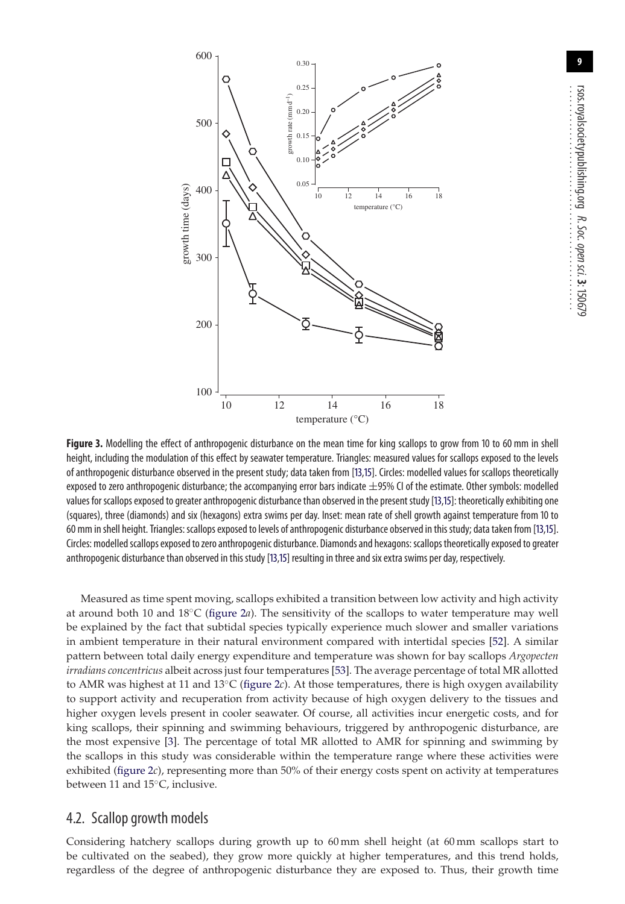**Figure 3.** Modelling the effect of anthropogenic disturbance on the mean time for king scallops to grow from 10 to 60 mm in shell height, including the modulation of this effect by seawater temperature. Triangles: measured values for scallops exposed to the levels of anthropogenic disturbance observed in the present study; data taken from [13,15]. Circles: modelled values for scallops theoretically exposed to zero anthropogenic disturbance; the accompanying error bars indicate ±95% CI of the estimate. Other symbols: modelled values for scallops exposed to greater anthropogenic disturbance than observed in the present study [13,15]: theoretically exhibiting one (squares), three (diamonds) and six (hexagons) extra swims per day. Inset: mean rate of shell growth against temperature from 10 to 60 mm in shell height. Triangles: scallops exposed to levels of anthropogenic disturbance observed in this study; data taken from [13,15]. Circles: modelled scallops exposed to zero anthropogenic disturbance. Diamonds and hexagons: scallops theoretically exposed to greater anthropogenic disturbance than observed in this study [13,15] resulting in three and six extra swims per day, respectively.

Measured as time spent moving, scallops exhibited a transition between low activity and high activity at around both 10 and 18°C (figure 2*a*). The sensitivity of the scallops to water temperature may well be explained by the fact that subtidal species typically experience much slower and smaller variations in ambient temperature in their natural environment compared with intertidal species [52]. A similar pattern between total daily energy expenditure and temperature was shown for bay scallops *Argopecten irradians concentricus* albeit across just four temperatures [53]. The average percentage of total MR allotted to AMR was highest at 11 and 13°C (figure 2*c*). At those temperatures, there is high oxygen availability to support activity and recuperation from activity because of high oxygen delivery to the tissues and higher oxygen levels present in cooler seawater. Of course, all activities incur energetic costs, and for king scallops, their spinning and swimming behaviours, triggered by anthropogenic disturbance, are the most expensive [3]. The percentage of total MR allotted to AMR for spinning and swimming by the scallops in this study was considerable within the temperature range where these activities were exhibited (figure 2*c*), representing more than 50% of their energy costs spent on activity at temperatures between 11 and 15°C, inclusive.

## 4.2. Scallop growth models

Considering hatchery scallops during growth up to 60 mm shell height (at 60 mm scallops start to be cultivated on the seabed), they grow more quickly at higher temperatures, and this trend holds, regardless of the degree of anthropogenic disturbance they are exposed to. Thus, their growth time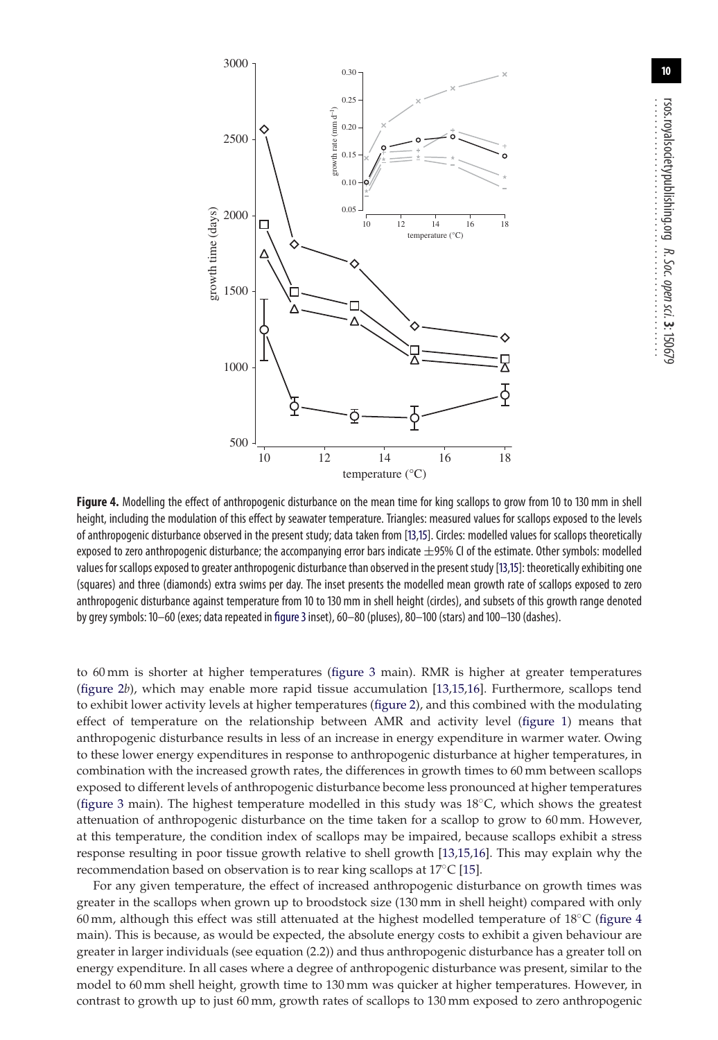**Figure 4.** Modelling the effect of anthropogenic disturbance on the mean time for king scallops to grow from 10 to 130 mm in shell height, including the modulation of this effect by seawater temperature. Triangles: measured values for scallops exposed to the levels of anthropogenic disturbance observed in the present study; data taken from [13,15]. Circles: modelled values for scallops theoretically exposed to zero anthropogenic disturbance; the accompanying error bars indicate ±95% CI of the estimate. Other symbols: modelled values for scallops exposed to greater anthropogenic disturbance than observed in the present study [13,15]: theoretically exhibiting one (squares) and three (diamonds) extra swims per day. The inset presents the modelled mean growth rate of scallops exposed to zero anthropogenic disturbance against temperature from 10 to 130 mm in shell height (circles), and subsets of this growth range denoted by grey symbols: 10–60 (exes; data repeated in figure 3 inset), 60–80 (pluses), 80–100 (stars) and 100–130 (dashes).

to 60 mm is shorter at higher temperatures (figure 3 main). RMR is higher at greater temperatures (figure 2*b*), which may enable more rapid tissue accumulation [13,15,16]. Furthermore, scallops tend to exhibit lower activity levels at higher temperatures (figure 2), and this combined with the modulating effect of temperature on the relationship between AMR and activity level (figure 1) means that anthropogenic disturbance results in less of an increase in energy expenditure in warmer water. Owing to these lower energy expenditures in response to anthropogenic disturbance at higher temperatures, in combination with the increased growth rates, the differences in growth times to 60 mm between scallops exposed to different levels of anthropogenic disturbance become less pronounced at higher temperatures (figure 3 main). The highest temperature modelled in this study was 18°C, which shows the greatest attenuation of anthropogenic disturbance on the time taken for a scallop to grow to 60 mm. However, at this temperature, the condition index of scallops may be impaired, because scallops exhibit a stress response resulting in poor tissue growth relative to shell growth [13,15,16]. This may explain why the recommendation based on observation is to rear king scallops at 17°C [15].

For any given temperature, the effect of increased anthropogenic disturbance on growth times was greater in the scallops when grown up to broodstock size (130 mm in shell height) compared with only 60 mm, although this effect was still attenuated at the highest modelled temperature of 18°C (figure 4 main). This is because, as would be expected, the absolute energy costs to exhibit a given behaviour are greater in larger individuals (see equation (2.2)) and thus anthropogenic disturbance has a greater toll on energy expenditure. In all cases where a degree of anthropogenic disturbance was present, similar to the model to 60 mm shell height, growth time to 130 mm was quicker at higher temperatures. However, in contrast to growth up to just 60 mm, growth rates of scallops to 130 mm exposed to zero anthropogenic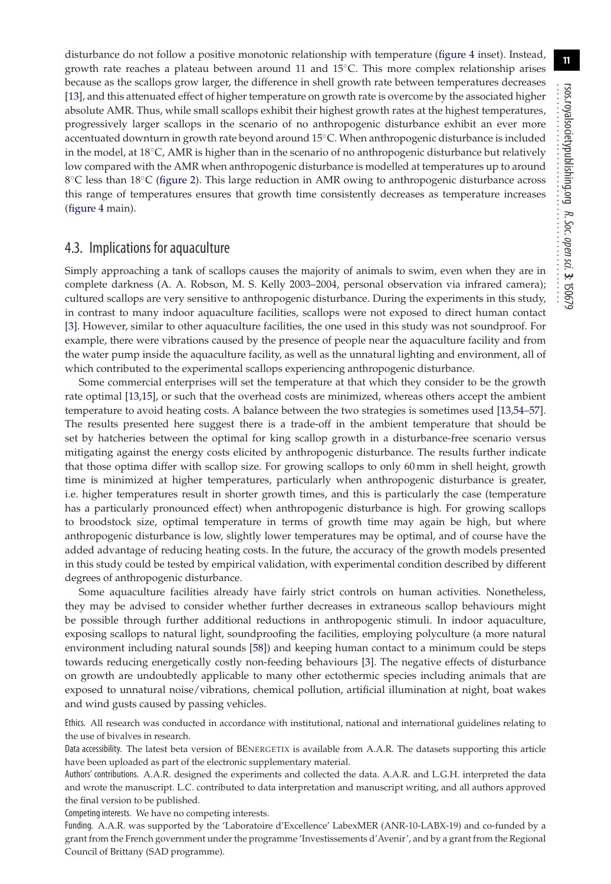disturbance do not follow a positive monotonic relationship with temperature (figure 4 inset). Instead, growth rate reaches a plateau between around 11 and 15°C. This more complex relationship arises because as the scallops grow larger, the difference in shell growth rate between temperatures decreases [13], and this attenuated effect of higher temperature on growth rate is overcome by the associated higher absolute AMR. Thus, while small scallops exhibit their highest growth rates at the highest temperatures, progressively larger scallops in the scenario of no anthropogenic disturbance exhibit an ever more accentuated downturn in growth rate beyond around 15°C. When anthropogenic disturbance is included in the model, at 18°C, AMR is higher than in the scenario of no anthropogenic disturbance but relatively low compared with the AMR when anthropogenic disturbance is modelled at temperatures up to around 8°C less than 18°C (figure 2). This large reduction in AMR owing to anthropogenic disturbance across this range of temperatures ensures that growth time consistently decreases as temperature increases (figure 4 main).

## 4.3. Implications for aquaculture

Simply approaching a tank of scallops causes the majority of animals to swim, even when they are in complete darkness (A. A. Robson, M. S. Kelly 2003–2004, personal observation via infrared camera); cultured scallops are very sensitive to anthropogenic disturbance. During the experiments in this study, in contrast to many indoor aquaculture facilities, scallops were not exposed to direct human contact [3]. However, similar to other aquaculture facilities, the one used in this study was not soundproof. For example, there were vibrations caused by the presence of people near the aquaculture facility and from the water pump inside the aquaculture facility, as well as the unnatural lighting and environment, all of which contributed to the experimental scallops experiencing anthropogenic disturbance.

Some commercial enterprises will set the temperature at that which they consider to be the growth rate optimal [13,15], or such that the overhead costs are minimized, whereas others accept the ambient temperature to avoid heating costs. A balance between the two strategies is sometimes used [13,54–57]. The results presented here suggest there is a trade-off in the ambient temperature that should be set by hatcheries between the optimal for king scallop growth in a disturbance-free scenario versus mitigating against the energy costs elicited by anthropogenic disturbance. The results further indicate that those optima differ with scallop size. For growing scallops to only 60 mm in shell height, growth time is minimized at higher temperatures, particularly when anthropogenic disturbance is greater, i.e. higher temperatures result in shorter growth times, and this is particularly the case (temperature has a particularly pronounced effect) when anthropogenic disturbance is high. For growing scallops to broodstock size, optimal temperature in terms of growth time may again be high, but where anthropogenic disturbance is low, slightly lower temperatures may be optimal, and of course have the added advantage of reducing heating costs. In the future, the accuracy of the growth models presented in this study could be tested by empirical validation, with experimental condition described by different degrees of anthropogenic disturbance.

Some aquaculture facilities already have fairly strict controls on human activities. Nonetheless, they may be advised to consider whether further decreases in extraneous scallop behaviours might be possible through further additional reductions in anthropogenic stimuli. In indoor aquaculture, exposing scallops to natural light, soundproofing the facilities, employing polyculture (a more natural environment including natural sounds [58]) and keeping human contact to a minimum could be steps towards reducing energetically costly non-feeding behaviours [3]. The negative effects of disturbance on growth are undoubtedly applicable to many other ectothermic species including animals that are exposed to unnatural noise/vibrations, chemical pollution, artificial illumination at night, boat wakes and wind gusts caused by passing vehicles.

Ethics. All research was conducted in accordance with institutional, national and international guidelines relating to the use of bivalves in research.

Data accessibility. The latest beta version of BENERGETIX is available from A.A.R. The datasets supporting this article have been uploaded as part of the electronic supplementary material.

Authors' contributions. A.A.R. designed the experiments and collected the data. A.A.R. and L.G.H. interpreted the data and wrote the manuscript. L.C. contributed to data interpretation and manuscript writing, and all authors approved the final version to be published.

Competing interests. We have no competing interests.

Funding. A.A.R. was supported by the 'Laboratoire d'Excellence' LabexMER (ANR-10-LABX-19) and co-funded by a grant from the French government under the programme 'Investissements d'Avenir', and by a grant from the Regional Council of Brittany (SAD programme).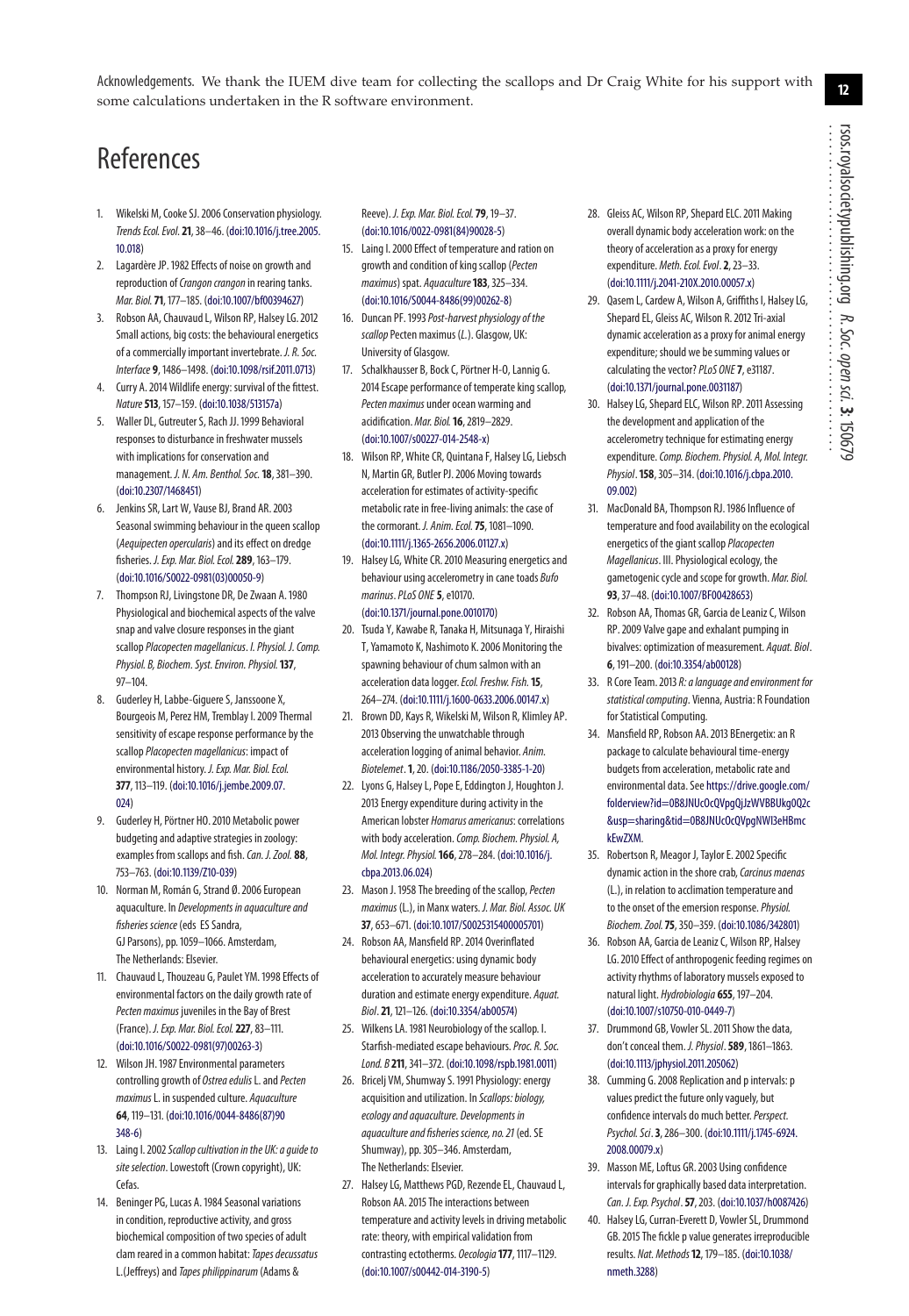**Acknowledgements.** We thank the IUEM dive team for collecting the scallops and Dr Craig White for his support with some calculations undertaken in the R software environment.

# References

1. Wikelski M, Cooke SJ. 2006 Conservation physiology. *Trends Ecol. Evol.* **21**, 38–46. (doi:10.1016/j.tree.2005.10.018)
2. Lagardère JP. 1982 Effects of noise on growth and reproduction of *Crangon crangon* in rearing tanks. *Mar. Biol.* **71**, 177–185. (doi:10.1007/bf00394627)
3. Robson AA, Chauvaud L, Wilson RP, Halsey LG. 2012 Small actions, big costs: the behavioural energetics of a commercially important invertebrate. *J. R. Soc. Interface* **9**, 1486–1498. (doi:10.1098/rsif.2011.0713)
4. Curry A. 2014 Wildlife energy: survival of the fittest. *Nature* **513**, 157–159. (doi:10.1038/513157a)
5. Waller DL, Gutreuter S, Rach JJ. 1999 Behavioral responses to disturbance in freshwater mussels with implications for conservation and management. *J. N. Am. Benthol. Soc.* **18**, 381–390. (doi:10.2307/1468451)
6. Jenkins SR, Lart W, Vause BJ, Brand AR. 2003 Seasonal swimming behaviour in the queen scallop (*Aequipecten opercularis*) and its effect on dredge fisheries. *J. Exp. Mar. Biol. Ecol.* **289**, 163–179. (doi:10.1016/S0022-0981(03)00050-9)
7. Thompson RJ, Livingstone DR, De Zwaan A. 1980 Physiological and biochemical aspects of the valve snap and valve closure responses in the giant scallop *Placopecten magellanicus*. I. Physiol. *J. Comp. Physiol. B, Biochem. Syst. Environ. Physiol.* **137**, 97–104.
8. Guderley H, Labbe-Giguere S, Janssoone X, Bourgeois M, Perez HM, Tremblay I. 2009 Thermal sensitivity of escape response performance by the scallop *Placopecten magellanicus*: impact of environmental history. *J. Exp. Mar. Biol. Ecol.* **377**, 113–119. (doi:10.1016/j.jembe.2009.07.024)
9. Guderley H, Pörtner HO. 2010 Metabolic power budgeting and adaptive strategies in zoology: examples from scallops and fish. *Can. J. Zool.* **88**, 753–763. (doi:10.1139/Z10-039)
10. Norman M, Román G, Strand Ø. 2006 European aquaculture. In *Developments in aquaculture and fisheries science* (eds ES Sandra, GJ Parsons), pp. 1059–1066. Amsterdam, The Netherlands: Elsevier.
11. Chauvaud L, Thouzeau G, Paulet YM. 1998 Effects of environmental factors on the daily growth rate of *Pecten maximus* juveniles in the Bay of Brest (France). *J. Exp. Mar. Biol. Ecol.* **227**, 83–111. (doi:10.1016/S0022-0981(97)00263-3)
12. Wilson JH. 1987 Environmental parameters controlling growth of *Ostrea edulis* L. and *Pecten maximus* L. in suspended culture. *Aquaculture* **64**, 119–131. (doi:10.1016/0044-8486(87)90348-6)
13. Laing I. 2002 *Scallop cultivation in the UK: a guide to site selection*. Lowestoft (Crown copyright), UK: Cefas.
14. Beninger PG, Lucas A. 1984 Seasonal variations in condition, reproductive activity, and gross biochemical composition of two species of adult clam reared in a common habitat: *Tapes decussatus* L.(Jeffreys) and *Tapes philippinarum* (Adams & Reeve). *J. Exp. Mar. Biol. Ecol.* **79**, 19–37. (doi:10.1016/0022-0981(84)90028-5)
15. Laing I. 2000 Effect of temperature and ration on growth and condition of king scallop (*Pecten maximus*) spat. *Aquaculture* **183**, 325–334. (doi:10.1016/S0044-8486(99)00262-8)
16. Duncan PF. 1993 *Post-harvest physiology of the scallop* Pecten maximus (*L.*). Glasgow, UK: University of Glasgow.
17. Schalkhausser B, Bock C, Pörtner H-O, Lannig G. 2014 Escape performance of temperate king scallop, *Pecten maximus* under ocean warming and acidification. *Mar. Biol.* **16**, 2819–2829. (doi:10.1007/s00227-014-2548-x)
18. Wilson RP, White CR, Quintana F, Halsey LG, Liebsch N, Martin GR, Butler PJ. 2006 Moving towards acceleration for estimates of activity-specific metabolic rate in free-living animals: the case of the cormorant. *J. Anim. Ecol.* **75**, 1081–1090. (doi:10.1111/j.1365-2656.2006.01127.x)
19. Halsey LG, White CR. 2010 Measuring energetics and behaviour using accelerometry in cane toads *Bufo marinus*. *PLoS ONE* **5**, e10170. (doi:10.1371/journal.pone.0010170)
20. Tsuda Y, Kawabe R, Tanaka H, Mitsunaga Y, Hiraishi T, Yamamoto K, Nashimoto K. 2006 Monitoring the spawning behaviour of chum salmon with an acceleration data logger. *Ecol. Freshw. Fish.* **15**, 264–274. (doi:10.1111/j.1600-0633.2006.00147.x)
21. Brown DD, Kays R, Wikelski M, Wilson R, Klimley AP. 2013 Observing the unwatchable through acceleration logging of animal behavior. *Anim. Biotelemet.* **1**, 20. (doi:10.1186/2050-3385-1-20)
22. Lyons G, Halsey L, Pope E, Eddington J, Houghton J. 2013 Energy expenditure during activity in the American lobster *Homarus americanus*: correlations with body acceleration. *Comp. Biochem. Physiol. A, Mol. Integr. Physiol.* **166**, 278–284. (doi:10.1016/j.cbpa.2013.06.024)
23. Mason J. 1958 The breeding of the scallop, *Pecten maximus* (L.), in Manx waters. *J. Mar. Biol. Assoc. UK* **37**, 653–671. (doi:10.1017/S0025315400005701)
24. Robson AA, Mansfield RP. 2014 Overinflated behavioural energetics: using dynamic body acceleration to accurately measure behaviour duration and estimate energy expenditure. *Aquat. Biol.* **21**, 121–126. (doi:10.3354/ab00574)
25. Wilkens LA. 1981 Neurobiology of the scallop. I. Starfish-mediated escape behaviours. *Proc. R. Soc. Lond. B* **211**, 341–372. (doi:10.1098/rspb.1981.0011)
26. Bricelj VM, Shumway S. 1991 Physiology: energy acquisition and utilization. In *Scallops: biology, ecology and aquaculture. Developments in aquaculture and fisheries science, no. 21* (ed. SE Shumway), pp. 305–346. Amsterdam, The Netherlands: Elsevier.
27. Halsey LG, Matthews PGD, Rezende EL, Chauvaud L, Robson AA. 2015 The interactions between temperature and activity levels in driving metabolic rate: theory, with empirical validation from contrasting ectotherms. *Oecologia* **177**, 1117–1129. (doi:10.1007/s00442-014-3190-5)
28. Gleiss AC, Wilson RP, Shepard ELC. 2011 Making overall dynamic body acceleration work: on the theory of acceleration as a proxy for energy expenditure. *Meth. Ecol. Evol.* **2**, 23–33. (doi:10.1111/j.2041-210X.2010.00057.x)
29. Qasem L, Cardew A, Wilson A, Griffiths I, Halsey LG, Shepard EL, Gleiss AC, Wilson R. 2012 Tri-axial dynamic acceleration as a proxy for animal energy expenditure; should we be summing values or calculating the vector? *PLoS ONE* **7**, e31187. (doi:10.1371/journal.pone.0031187)
30. Halsey LG, Shepard ELC, Wilson RP. 2011 Assessing the development and application of the accelerometry technique for estimating energy expenditure. *Comp. Biochem. Physiol. A, Mol. Integr. Physiol.* **158**, 305–314. (doi:10.1016/j.cbpa.2010.09.002)
31. MacDonald BA, Thompson RJ. 1986 Influence of temperature and food availability on the ecological energetics of the giant scallop *Placopecten Magellanicus*. III. Physiological ecology, the gametogenic cycle and scope for growth. *Mar. Biol.* **93**, 37–48. (doi:10.1007/BF00428653)
32. Robson AA, Thomas GR, Garcia de Leaniz C, Wilson RP. 2009 Valve gape and exhalant pumping in bivalves: optimization of measurement. *Aquat. Biol.* **6**, 191–200. (doi:10.3354/ab00128)
33. R Core Team. 2013 *R: a language and environment for statistical computing*. Vienna, Austria: R Foundation for Statistical Computing.
34. Mansfield RP, Robson AA. 2013 BEnergetix: an R package to calculate behavioural time-energy budgets from acceleration, metabolic rate and environmental data. See https://drive.google.com/folderview?id=0B8JNUcOcQVpgQjJzWVBBUkg0Q2c&usp=sharing&tid=0B8JNUcOcQVpgNWI3eHBmckEwZXM.
35. Robertson R, Meagor J, Taylor E. 2002 Specific dynamic action in the shore crab, *Carcinus maenas* (L.), in relation to acclimation temperature and to the onset of the emersion response. *Physiol. Biochem. Zool.* **75**, 350–359. (doi:10.1086/342801)
36. Robson AA, Garcia de Leaniz C, Wilson RP, Halsey LG. 2010 Effect of anthropogenic feeding regimes on activity rhythms of laboratory mussels exposed to natural light. *Hydrobiologia* **655**, 197–204. (doi:10.1007/s10750-010-0449-7)
37. Drummond GB, Vowler SL. 2011 Show the data, don't conceal them. *J. Physiol.* **589**, 1861–1863. (doi:10.1113/jphysiol.2011.205062)
38. Cumming G. 2008 Replication and p intervals: p values predict the future only vaguely, but confidence intervals do much better. *Perspect. Psychol. Sci.* **3**, 286–300. (doi:10.1111/j.1745-6924.2008.00079.x)
39. Masson ME, Loftus GR. 2003 Using confidence intervals for graphically based data interpretation. *Can. J. Exp. Psychol.* **57**, 203. (doi:10.1037/h0087426)
40. Halsey LG, Curran-Everett D, Vowler SL, Drummond GB. 2015 The fickle p value generates irreproducible results. *Nat. Methods* **12**, 179–185. (doi:10.1038/nmeth.3288)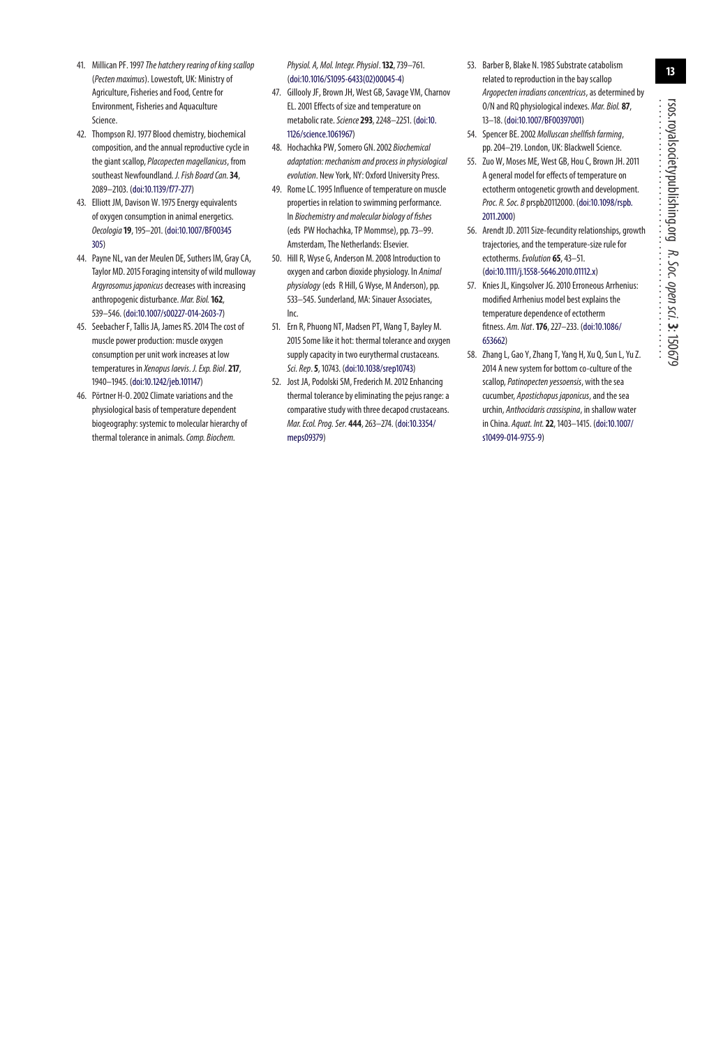41. Millican PF. 1997 *The hatchery rearing of king scallop* (*Pecten maximus*). Lowestoft, UK: Ministry of Agriculture, Fisheries and Food, Centre for Environment, Fisheries and Aquaculture Science.
42. Thompson RJ. 1977 Blood chemistry, biochemical composition, and the annual reproductive cycle in the giant scallop, *Placopecten magellanicus*, from southeast Newfoundland. *J. Fish Board Can.* **34**, 2089–2103. (doi:10.1139/f77-277)
43. Elliott JM, Davison W. 1975 Energy equivalents of oxygen consumption in animal energetics. *Oecologia* **19**, 195–201. (doi:10.1007/BF00345305)
44. Payne NL, van der Meulen DE, Suthers IM, Gray CA, Taylor MD. 2015 Foraging intensity of wild mulloway *Argyrosomus japonicus* decreases with increasing anthropogenic disturbance. *Mar. Biol.* **162**, 539–546. (doi:10.1007/s00227-014-2603-7)
45. Seebacher F, Tallis JA, James RS. 2014 The cost of muscle power production: muscle oxygen consumption per unit work increases at low temperatures in *Xenopus laevis*. *J. Exp. Biol*. **217**, 1940–1945. (doi:10.1242/jeb.101147)
46. Pörtner H-O. 2002 Climate variations and the physiological basis of temperature dependent biogeography: systemic to molecular hierarchy of thermal tolerance in animals. *Comp. Biochem. Physiol. A, Mol. Integr. Physiol*. **132**, 739–761. (doi:10.1016/S1095-6433(02)00045-4)
47. Gillooly JF, Brown JH, West GB, Savage VM, Charnov EL. 2001 Effects of size and temperature on metabolic rate. *Science* **293**, 2248–2251. (doi:10.1126/science.1061967)
48. Hochachka PW, Somero GN. 2002 *Biochemical adaptation: mechanism and process in physiological evolution*. New York, NY: Oxford University Press.
49. Rome LC. 1995 Influence of temperature on muscle properties in relation to swimming performance. In *Biochemistry and molecular biology of fishes* (eds PW Hochachka, TP Mommse), pp. 73–99. Amsterdam, The Netherlands: Elsevier.
50. Hill R, Wyse G, Anderson M. 2008 Introduction to oxygen and carbon dioxide physiology. In *Animal physiology* (eds R Hill, G Wyse, M Anderson), pp. 533–545. Sunderland, MA: Sinauer Associates, Inc.
51. Ern R, Phuong NT, Madsen PT, Wang T, Bayley M. 2015 Some like it hot: thermal tolerance and oxygen supply capacity in two eurythermal crustaceans. *Sci. Rep*. **5**, 10743. (doi:10.1038/srep10743)
52. Jost JA, Podolski SM, Frederich M. 2012 Enhancing thermal tolerance by eliminating the pejus range: a comparative study with three decapod crustaceans. *Mar. Ecol. Prog. Ser*. **444**, 263–274. (doi:10.3354/meps09379)
53. Barber B, Blake N. 1985 Substrate catabolism related to reproduction in the bay scallop *Argopecten irradians concentricus*, as determined by O/N and RQ physiological indexes. *Mar. Biol.* **87**, 13–18. (doi:10.1007/BF00397001)
54. Spencer BE. 2002 *Molluscan shellfish farming*, pp. 204–219. London, UK: Blackwell Science.
55. Zuo W, Moses ME, West GB, Hou C, Brown JH. 2011 A general model for effects of temperature on ectotherm ontogenetic growth and development. *Proc. R. Soc. B* prspb20112000. (doi:10.1098/rspb.2011.2000)
56. Arendt JD. 2011 Size-fecundity relationships, growth trajectories, and the temperature-size rule for ectotherms. *Evolution* **65**, 43–51. (doi:10.1111/j.1558-5646.2010.01112.x)
57. Knies JL, Kingsolver JG. 2010 Erroneous Arrhenius: modified Arrhenius model best explains the temperature dependence of ectotherm fitness. *Am. Nat*. **176**, 227–233. (doi:10.1086/653662)
58. Zhang L, Gao Y, Zhang T, Yang H, Xu Q, Sun L, Yu Z. 2014 A new system for bottom co-culture of the scallop, *Patinopecten yessoensis*, with the sea cucumber, *Apostichopus japonicus*, and the sea urchin, *Anthocidaris crassispina*, in shallow water in China. *Aquat. Int.* **22**, 1403–1415. (doi:10.1007/s10499-014-9755-9)